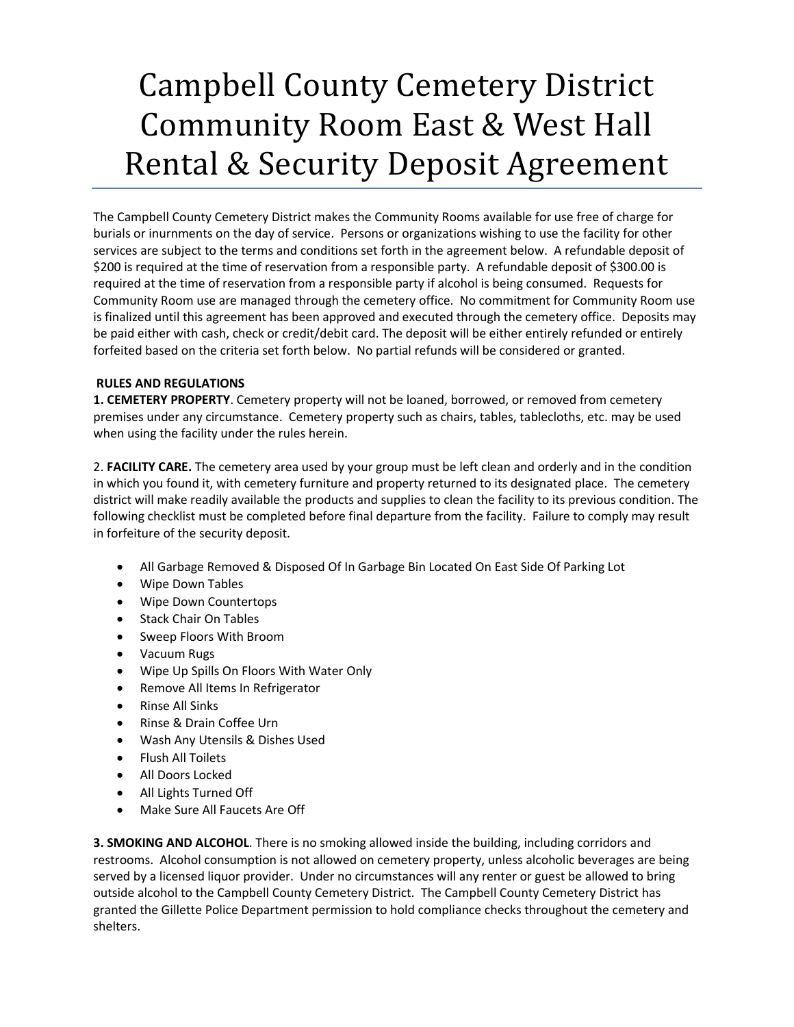# Campbell County Cemetery District Community Room East & West Hall Rental & Security Deposit Agreement

The Campbell County Cemetery District makes the Community Rooms available for use free of charge for burials or inurnments on the day of service. Persons or organizations wishing to use the facility for other services are subject to the terms and conditions set forth in the agreement below. A refundable deposit of $200 is required at the time of reservation from a responsible party. A refundable deposit of $300.00 is required at the time of reservation from a responsible party if alcohol is being consumed. Requests for Community Room use are managed through the cemetery office. No commitment for Community Room use is finalized until this agreement has been approved and executed through the cemetery office. Deposits may be paid either with cash, check or credit/debit card. The deposit will be either entirely refunded or entirely forfeited based on the criteria set forth below. No partial refunds will be considered or granted.

**RULES AND REGULATIONS**

**1. CEMETERY PROPERTY**. Cemetery property will not be loaned, borrowed, or removed from cemetery premises under any circumstance. Cemetery property such as chairs, tables, tablecloths, etc. may be used when using the facility under the rules herein.

2. **FACILITY CARE.** The cemetery area used by your group must be left clean and orderly and in the condition in which you found it, with cemetery furniture and property returned to its designated place. The cemetery district will make readily available the products and supplies to clean the facility to its previous condition. The following checklist must be completed before final departure from the facility. Failure to comply may result in forfeiture of the security deposit.

- All Garbage Removed & Disposed Of In Garbage Bin Located On East Side Of Parking Lot
- Wipe Down Tables
- Wipe Down Countertops
- Stack Chair On Tables
- Sweep Floors With Broom
- Vacuum Rugs
- Wipe Up Spills On Floors With Water Only
- Remove All Items In Refrigerator
- Rinse All Sinks
- Rinse & Drain Coffee Urn
- Wash Any Utensils & Dishes Used
- Flush All Toilets
- All Doors Locked
- All Lights Turned Off
- Make Sure All Faucets Are Off

**3. SMOKING AND ALCOHOL**. There is no smoking allowed inside the building, including corridors and restrooms. Alcohol consumption is not allowed on cemetery property, unless alcoholic beverages are being served by a licensed liquor provider. Under no circumstances will any renter or guest be allowed to bring outside alcohol to the Campbell County Cemetery District. The Campbell County Cemetery District has granted the Gillette Police Department permission to hold compliance checks throughout the cemetery and shelters.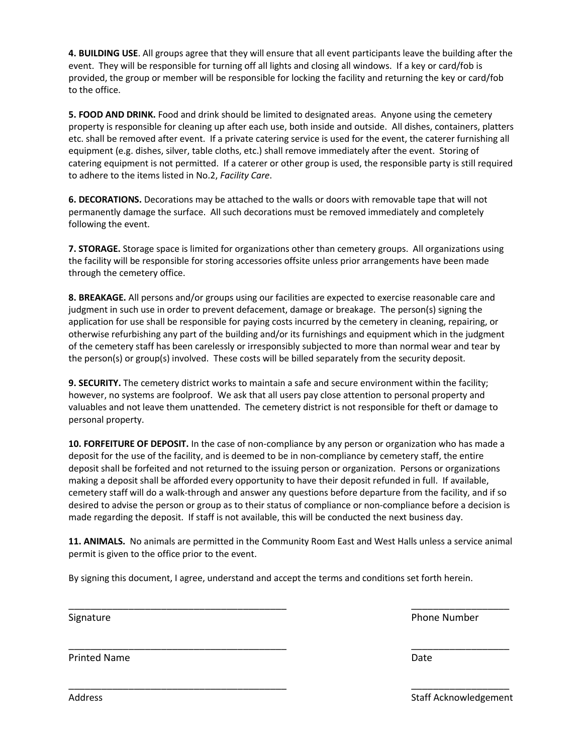**4. BUILDING USE**. All groups agree that they will ensure that all event participants leave the building after the event. They will be responsible for turning off all lights and closing all windows. If a key or card/fob is provided, the group or member will be responsible for locking the facility and returning the key or card/fob to the office.

**5. FOOD AND DRINK.** Food and drink should be limited to designated areas. Anyone using the cemetery property is responsible for cleaning up after each use, both inside and outside. All dishes, containers, platters etc. shall be removed after event. If a private catering service is used for the event, the caterer furnishing all equipment (e.g. dishes, silver, table cloths, etc.) shall remove immediately after the event. Storing of catering equipment is not permitted. If a caterer or other group is used, the responsible party is still required to adhere to the items listed in No.2, *Facility Care*.

**6. DECORATIONS.** Decorations may be attached to the walls or doors with removable tape that will not permanently damage the surface. All such decorations must be removed immediately and completely following the event.

**7. STORAGE.** Storage space is limited for organizations other than cemetery groups. All organizations using the facility will be responsible for storing accessories offsite unless prior arrangements have been made through the cemetery office.

**8. BREAKAGE.** All persons and/or groups using our facilities are expected to exercise reasonable care and judgment in such use in order to prevent defacement, damage or breakage. The person(s) signing the application for use shall be responsible for paying costs incurred by the cemetery in cleaning, repairing, or otherwise refurbishing any part of the building and/or its furnishings and equipment which in the judgment of the cemetery staff has been carelessly or irresponsibly subjected to more than normal wear and tear by the person(s) or group(s) involved. These costs will be billed separately from the security deposit.

**9. SECURITY.** The cemetery district works to maintain a safe and secure environment within the facility; however, no systems are foolproof. We ask that all users pay close attention to personal property and valuables and not leave them unattended. The cemetery district is not responsible for theft or damage to personal property.

**10. FORFEITURE OF DEPOSIT.** In the case of non-compliance by any person or organization who has made a deposit for the use of the facility, and is deemed to be in non-compliance by cemetery staff, the entire deposit shall be forfeited and not returned to the issuing person or organization. Persons or organizations making a deposit shall be afforded every opportunity to have their deposit refunded in full. If available, cemetery staff will do a walk-through and answer any questions before departure from the facility, and if so desired to advise the person or group as to their status of compliance or non-compliance before a decision is made regarding the deposit. If staff is not available, this will be conducted the next business day.

**11. ANIMALS.** No animals are permitted in the Community Room East and West Halls unless a service animal permit is given to the office prior to the event.

By signing this document, I agree, understand and accept the terms and conditions set forth herein.

\_\_\_\_\_\_\_\_\_\_\_\_\_\_\_\_\_\_\_\_\_\_\_\_\_\_\_\_\_\_\_\_\_\_\_\_\_\_\_\_\_\_ \_\_\_\_\_\_\_\_\_\_\_\_\_\_\_\_\_\_\_
Signature Phone Number

\_\_\_\_\_\_\_\_\_\_\_\_\_\_\_\_\_\_\_\_\_\_\_\_\_\_\_\_\_\_\_\_\_\_\_\_\_\_\_\_\_\_ \_\_\_\_\_\_\_\_\_\_\_\_\_\_\_\_\_\_\_
Printed Name Date

\_\_\_\_\_\_\_\_\_\_\_\_\_\_\_\_\_\_\_\_\_\_\_\_\_\_\_\_\_\_\_\_\_\_\_\_\_\_\_\_\_\_ \_\_\_\_\_\_\_\_\_\_\_\_\_\_\_\_\_\_\_
Address Staff Acknowledgement